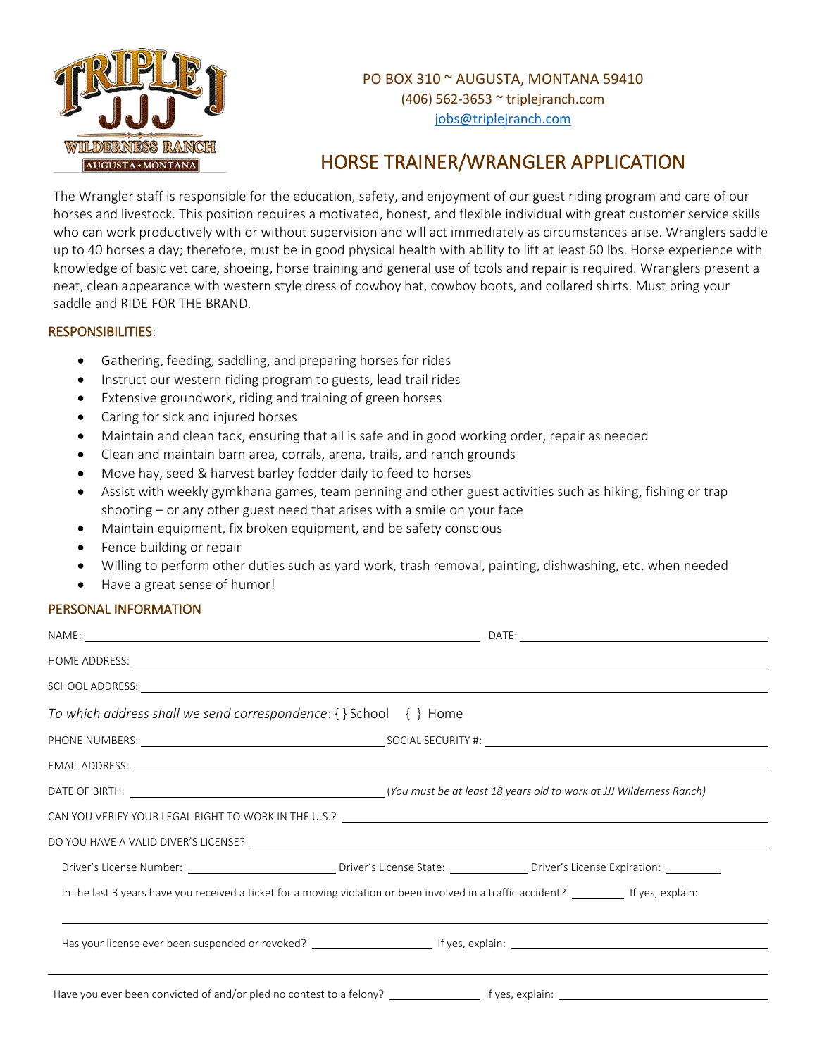PO BOX 310 ~ AUGUSTA, MONTANA 59410
(406) 562-3653 ~ triplejranch.com
jobs@triplejranch.com

# HORSE TRAINER/WRANGLER APPLICATION

The Wrangler staff is responsible for the education, safety, and enjoyment of our guest riding program and care of our horses and livestock. This position requires a motivated, honest, and flexible individual with great customer service skills who can work productively with or without supervision and will act immediately as circumstances arise. Wranglers saddle up to 40 horses a day; therefore, must be in good physical health with ability to lift at least 60 lbs. Horse experience with knowledge of basic vet care, shoeing, horse training and general use of tools and repair is required. Wranglers present a neat, clean appearance with western style dress of cowboy hat, cowboy boots, and collared shirts. Must bring your saddle and RIDE FOR THE BRAND.

## RESPONSIBILITIES:

- Gathering, feeding, saddling, and preparing horses for rides
- Instruct our western riding program to guests, lead trail rides
- Extensive groundwork, riding and training of green horses
- Caring for sick and injured horses
- Maintain and clean tack, ensuring that all is safe and in good working order, repair as needed
- Clean and maintain barn area, corrals, arena, trails, and ranch grounds
- Move hay, seed & harvest barley fodder daily to feed to horses
- Assist with weekly gymkhana games, team penning and other guest activities such as hiking, fishing or trap shooting – or any other guest need that arises with a smile on your face
- Maintain equipment, fix broken equipment, and be safety conscious
- Fence building or repair
- Willing to perform other duties such as yard work, trash removal, painting, dishwashing, etc. when needed
- Have a great sense of humor!

## PERSONAL INFORMATION

NAME: ____________________ DATE: ____________________

HOME ADDRESS: ____________________

SCHOOL ADDRESS: ____________________

*To which address shall we send correspondence*: { } School { } Home

PHONE NUMBERS: ____________________ SOCIAL SECURITY #: ____________________

EMAIL ADDRESS: ____________________

DATE OF BIRTH: ____________________ *(You must be at least 18 years old to work at JJJ Wilderness Ranch)*

CAN YOU VERIFY YOUR LEGAL RIGHT TO WORK IN THE U.S.? ____________________

DO YOU HAVE A VALID DIVER'S LICENSE? ____________________

Driver's License Number: ____________ Driver's License State: ________ Driver's License Expiration: ______

In the last 3 years have you received a ticket for a moving violation or been involved in a traffic accident? ______ If yes, explain:

____________________

Has your license ever been suspended or revoked? ____________ If yes, explain: ____________________

____________________

Have you ever been convicted of and/or pled no contest to a felony? __________ If yes, explain: ____________________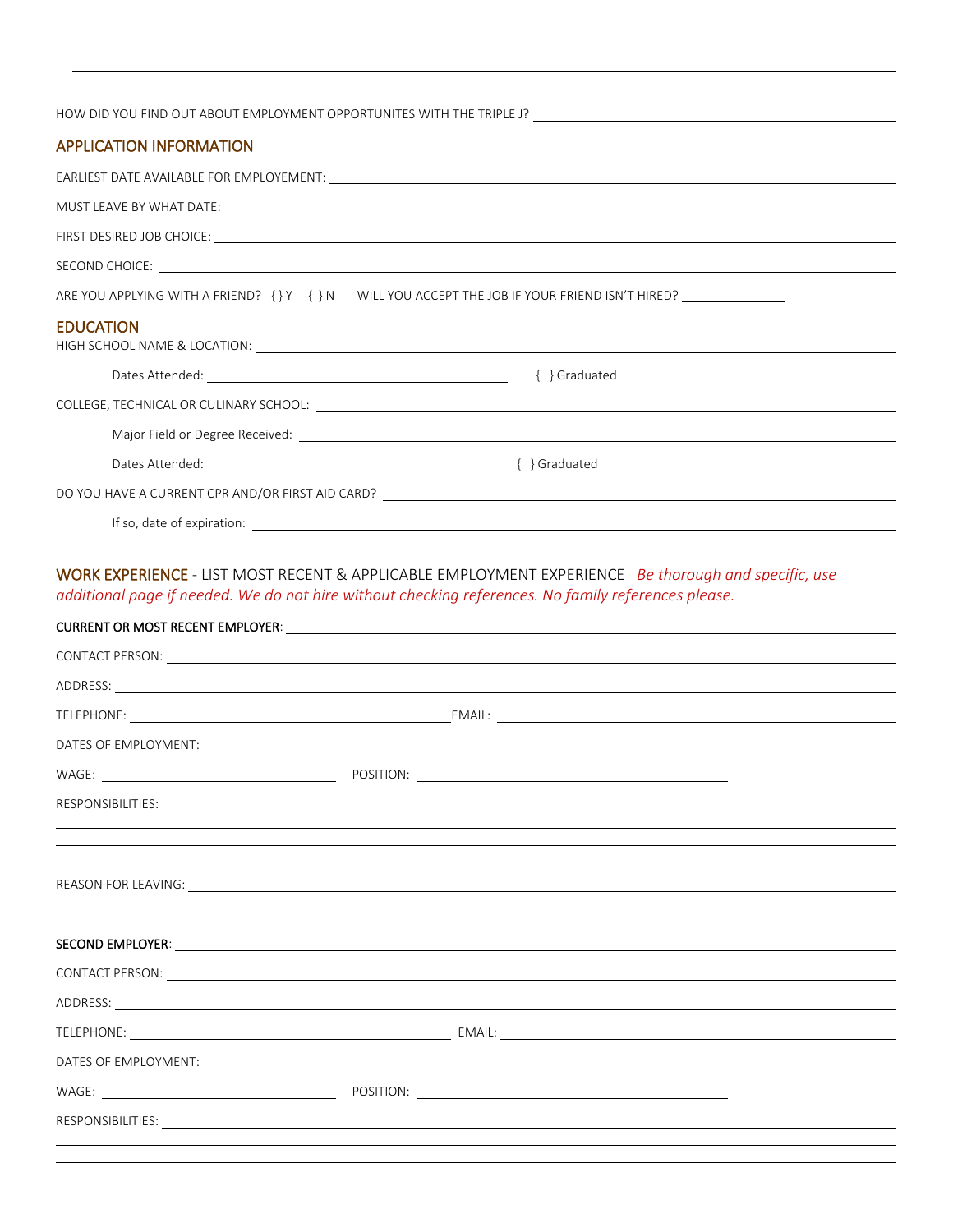HOW DID YOU FIND OUT ABOUT EMPLOYMENT OPPORTUNITES WITH THE TRIPLE J? ______________________________

## APPLICATION INFORMATION

EARLIEST DATE AVAILABLE FOR EMPLOYEMENT: ______________________________

MUST LEAVE BY WHAT DATE: ______________________________

FIRST DESIRED JOB CHOICE: ______________________________

SECOND CHOICE: ______________________________

ARE YOU APPLYING WITH A FRIEND? { } Y { } N WILL YOU ACCEPT THE JOB IF YOUR FRIEND ISN'T HIRED? ______________

## EDUCATION

HIGH SCHOOL NAME & LOCATION: ______________________________

Dates Attended: ______________________________ { } Graduated

COLLEGE, TECHNICAL OR CULINARY SCHOOL: ______________________________

Major Field or Degree Received: ______________________________

Dates Attended: ______________________________ { } Graduated

DO YOU HAVE A CURRENT CPR AND/OR FIRST AID CARD? ______________________________

If so, date of expiration: ______________________________

## WORK EXPERIENCE - LIST MOST RECENT & APPLICABLE EMPLOYMENT EXPERIENCE *Be thorough and specific, use additional page if needed. We do not hire without checking references. No family references please.*

**CURRENT OR MOST RECENT EMPLOYER**: ______________________________

CONTACT PERSON: ______________________________

ADDRESS: ______________________________

TELEPHONE: ______________________________ EMAIL: ______________________________

DATES OF EMPLOYMENT: ______________________________

WAGE: ______________________________ POSITION: ______________________________

RESPONSIBILITIES: ______________________________

______________________________

______________________________

______________________________

REASON FOR LEAVING: ______________________________

**SECOND EMPLOYER**: ______________________________

CONTACT PERSON: ______________________________

ADDRESS: ______________________________

TELEPHONE: ______________________________ EMAIL: ______________________________

DATES OF EMPLOYMENT: ______________________________

WAGE: ______________________________ POSITION: ______________________________

RESPONSIBILITIES: ______________________________

______________________________

______________________________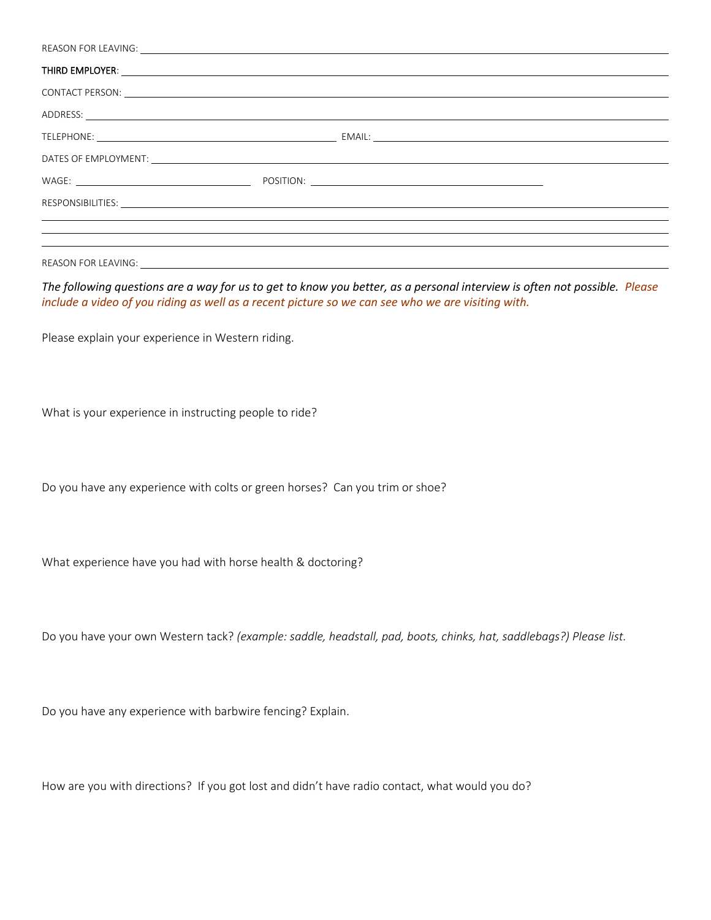REASON FOR LEAVING: \_\_\_\_\_\_\_\_\_\_\_\_\_\_\_\_\_\_\_\_\_\_\_\_\_\_\_\_\_\_\_\_\_\_\_\_\_\_\_\_

**THIRD EMPLOYER**: \_\_\_\_\_\_\_\_\_\_\_\_\_\_\_\_\_\_\_\_\_\_\_\_\_\_\_\_\_\_\_\_\_\_\_\_\_\_\_\_

CONTACT PERSON: \_\_\_\_\_\_\_\_\_\_\_\_\_\_\_\_\_\_\_\_\_\_\_\_\_\_\_\_\_\_\_\_\_\_\_\_\_\_\_\_

ADDRESS: \_\_\_\_\_\_\_\_\_\_\_\_\_\_\_\_\_\_\_\_\_\_\_\_\_\_\_\_\_\_\_\_\_\_\_\_\_\_\_\_

TELEPHONE: \_\_\_\_\_\_\_\_\_\_\_\_\_\_\_\_\_\_\_\_ EMAIL: \_\_\_\_\_\_\_\_\_\_\_\_\_\_\_\_\_\_\_\_

DATES OF EMPLOYMENT: \_\_\_\_\_\_\_\_\_\_\_\_\_\_\_\_\_\_\_\_\_\_\_\_\_\_\_\_\_\_\_\_\_\_\_\_\_\_\_\_

WAGE: \_\_\_\_\_\_\_\_\_\_\_\_\_\_\_\_\_\_\_\_ POSITION: \_\_\_\_\_\_\_\_\_\_\_\_\_\_\_\_\_\_\_\_

RESPONSIBILITIES: \_\_\_\_\_\_\_\_\_\_\_\_\_\_\_\_\_\_\_\_\_\_\_\_\_\_\_\_\_\_\_\_\_\_\_\_\_\_\_\_

\_\_\_\_\_\_\_\_\_\_\_\_\_\_\_\_\_\_\_\_\_\_\_\_\_\_\_\_\_\_\_\_\_\_\_\_\_\_\_\_\_\_\_\_\_\_\_\_\_\_\_\_\_\_\_\_

\_\_\_\_\_\_\_\_\_\_\_\_\_\_\_\_\_\_\_\_\_\_\_\_\_\_\_\_\_\_\_\_\_\_\_\_\_\_\_\_\_\_\_\_\_\_\_\_\_\_\_\_\_\_\_\_

\_\_\_\_\_\_\_\_\_\_\_\_\_\_\_\_\_\_\_\_\_\_\_\_\_\_\_\_\_\_\_\_\_\_\_\_\_\_\_\_\_\_\_\_\_\_\_\_\_\_\_\_\_\_\_\_

REASON FOR LEAVING: \_\_\_\_\_\_\_\_\_\_\_\_\_\_\_\_\_\_\_\_\_\_\_\_\_\_\_\_\_\_\_\_\_\_\_\_\_\_\_\_

*The following questions are a way for us to get to know you better, as a personal interview is often not possible. Please include a video of you riding as well as a recent picture so we can see who we are visiting with.*

Please explain your experience in Western riding.

What is your experience in instructing people to ride?

Do you have any experience with colts or green horses? Can you trim or shoe?

What experience have you had with horse health & doctoring?

Do you have your own Western tack? *(example: saddle, headstall, pad, boots, chinks, hat, saddlebags?) Please list.*

Do you have any experience with barbwire fencing? Explain.

How are you with directions? If you got lost and didn't have radio contact, what would you do?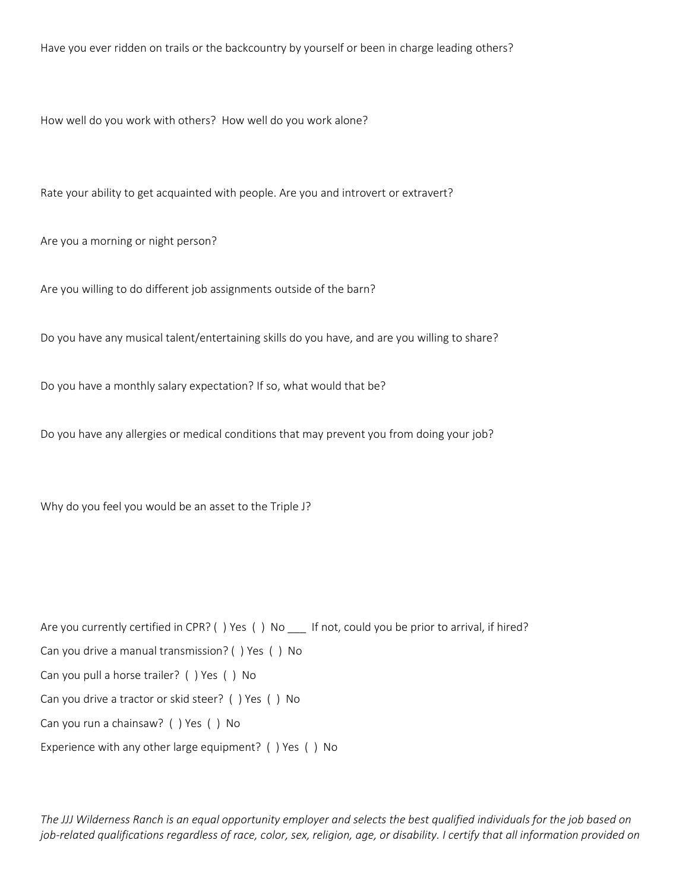Have you ever ridden on trails or the backcountry by yourself or been in charge leading others?

How well do you work with others? How well do you work alone?

Rate your ability to get acquainted with people. Are you and introvert or extravert?

Are you a morning or night person?

Are you willing to do different job assignments outside of the barn?

Do you have any musical talent/entertaining skills do you have, and are you willing to share?

Do you have a monthly salary expectation? If so, what would that be?

Do you have any allergies or medical conditions that may prevent you from doing your job?

Why do you feel you would be an asset to the Triple J?

Are you currently certified in CPR? ( ) Yes ( ) No ___ If not, could you be prior to arrival, if hired?

Can you drive a manual transmission? ( ) Yes ( ) No

Can you pull a horse trailer? ( ) Yes ( ) No

Can you drive a tractor or skid steer? ( ) Yes ( ) No

Can you run a chainsaw? ( ) Yes ( ) No

Experience with any other large equipment? ( ) Yes ( ) No

*The JJJ Wilderness Ranch is an equal opportunity employer and selects the best qualified individuals for the job based on job-related qualifications regardless of race, color, sex, religion, age, or disability. I certify that all information provided on*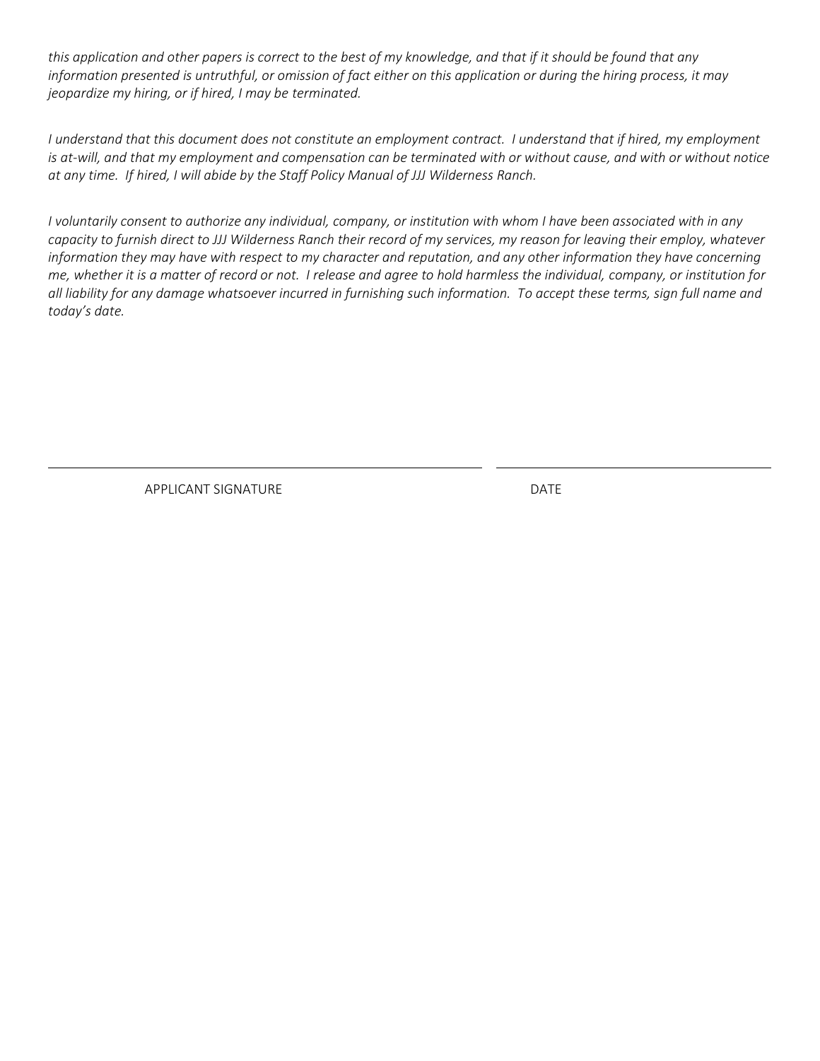*this application and other papers is correct to the best of my knowledge, and that if it should be found that any information presented is untruthful, or omission of fact either on this application or during the hiring process, it may jeopardize my hiring, or if hired, I may be terminated.*

*I understand that this document does not constitute an employment contract. I understand that if hired, my employment is at-will, and that my employment and compensation can be terminated with or without cause, and with or without notice at any time. If hired, I will abide by the Staff Policy Manual of JJJ Wilderness Ranch.*

*I voluntarily consent to authorize any individual, company, or institution with whom I have been associated with in any capacity to furnish direct to JJJ Wilderness Ranch their record of my services, my reason for leaving their employ, whatever information they may have with respect to my character and reputation, and any other information they have concerning me, whether it is a matter of record or not. I release and agree to hold harmless the individual, company, or institution for all liability for any damage whatsoever incurred in furnishing such information. To accept these terms, sign full name and today's date.*

APPLICANT SIGNATURE ______________________________ DATE ______________________